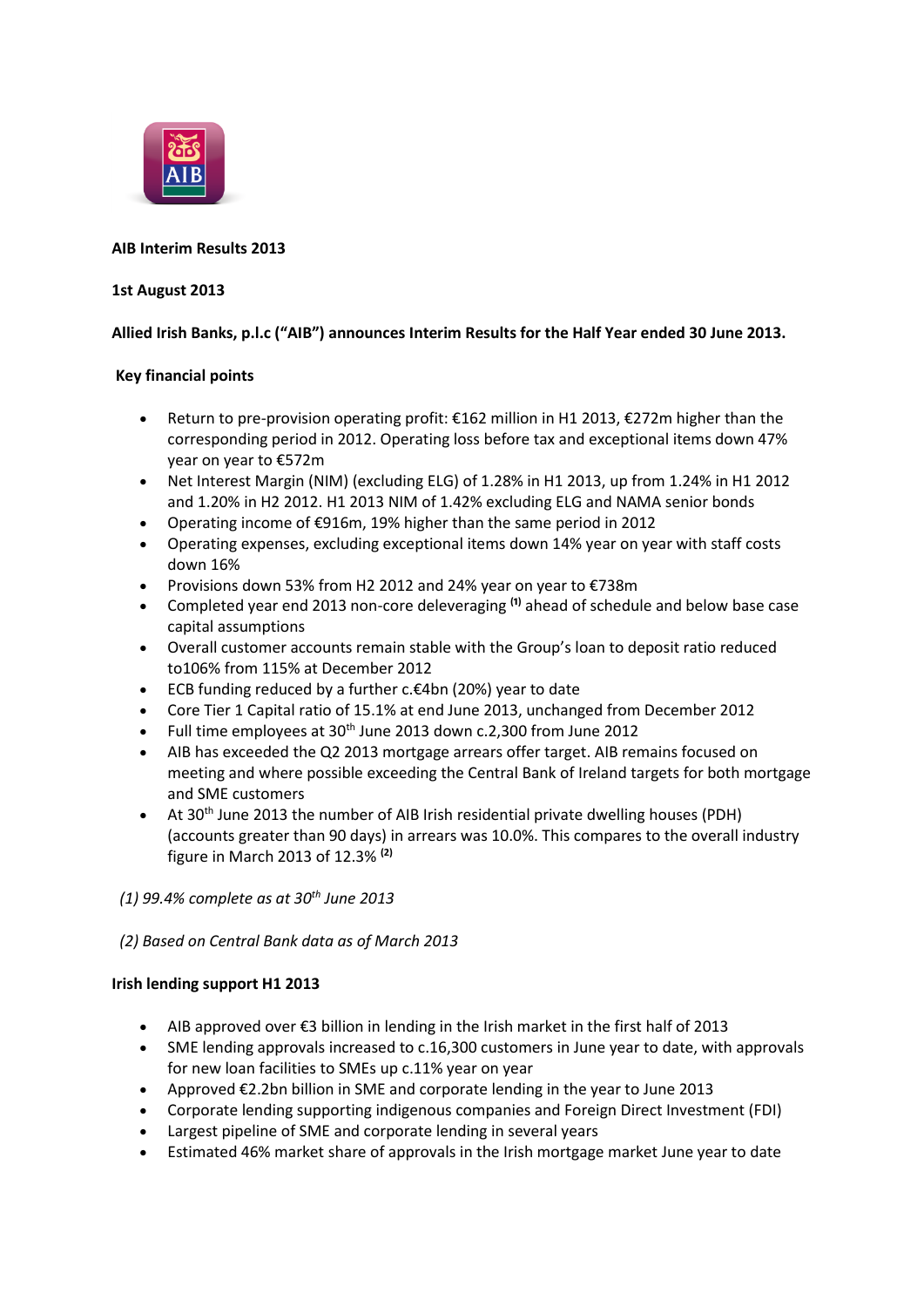**AIB Interim Results 2013**

**1st August 2013**

**Allied Irish Banks, p.l.c ("AIB") announces Interim Results for the Half Year ended 30 June 2013.**

**Key financial points**

- Return to pre-provision operating profit: €162 million in H1 2013, €272m higher than the corresponding period in 2012. Operating loss before tax and exceptional items down 47% year on year to €572m
- Net Interest Margin (NIM) (excluding ELG) of 1.28% in H1 2013, up from 1.24% in H1 2012 and 1.20% in H2 2012. H1 2013 NIM of 1.42% excluding ELG and NAMA senior bonds
- Operating income of €916m, 19% higher than the same period in 2012
- Operating expenses, excluding exceptional items down 14% year on year with staff costs down 16%
- Provisions down 53% from H2 2012 and 24% year on year to €738m
- Completed year end 2013 non-core deleveraging (1) ahead of schedule and below base case capital assumptions
- Overall customer accounts remain stable with the Group's loan to deposit ratio reduced to106% from 115% at December 2012
- ECB funding reduced by a further c.€4bn (20%) year to date
- Core Tier 1 Capital ratio of 15.1% at end June 2013, unchanged from December 2012
- Full time employees at 30th June 2013 down c.2,300 from June 2012
- AIB has exceeded the Q2 2013 mortgage arrears offer target. AIB remains focused on meeting and where possible exceeding the Central Bank of Ireland targets for both mortgage and SME customers
- At 30th June 2013 the number of AIB Irish residential private dwelling houses (PDH) (accounts greater than 90 days) in arrears was 10.0%. This compares to the overall industry figure in March 2013 of 12.3% (2)

*(1) 99.4% complete as at 30th June 2013*

*(2) Based on Central Bank data as of March 2013*

**Irish lending support H1 2013**

- AIB approved over €3 billion in lending in the Irish market in the first half of 2013
- SME lending approvals increased to c.16,300 customers in June year to date, with approvals for new loan facilities to SMEs up c.11% year on year
- Approved €2.2bn billion in SME and corporate lending in the year to June 2013
- Corporate lending supporting indigenous companies and Foreign Direct Investment (FDI)
- Largest pipeline of SME and corporate lending in several years
- Estimated 46% market share of approvals in the Irish mortgage market June year to date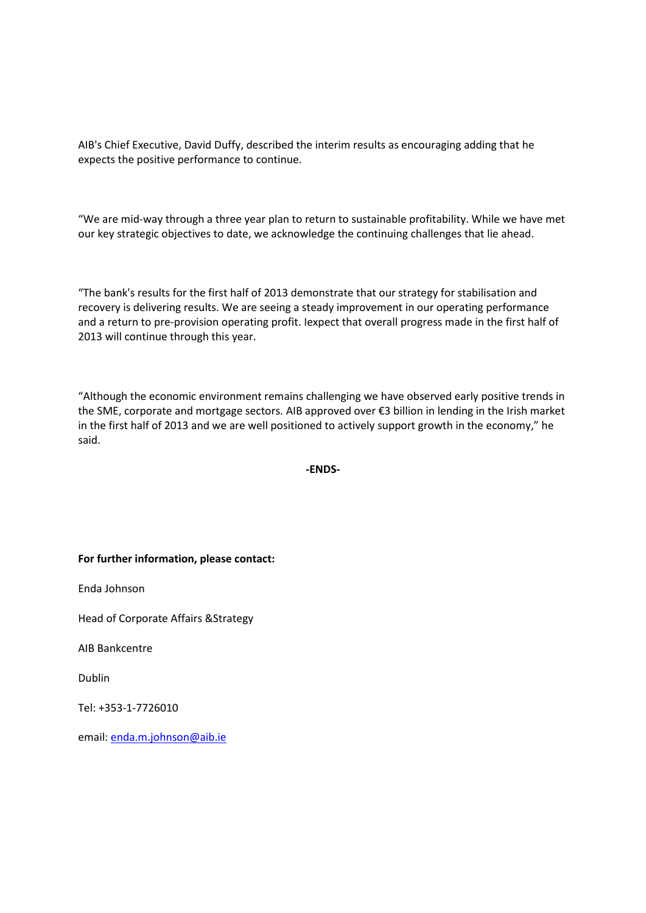AIB's Chief Executive, David Duffy, described the interim results as encouraging adding that he expects the positive performance to continue.

"We are mid-way through a three year plan to return to sustainable profitability. While we have met our key strategic objectives to date, we acknowledge the continuing challenges that lie ahead.

"The bank's results for the first half of 2013 demonstrate that our strategy for stabilisation and recovery is delivering results. We are seeing a steady improvement in our operating performance and a return to pre-provision operating profit. Iexpect that overall progress made in the first half of 2013 will continue through this year.

"Although the economic environment remains challenging we have observed early positive trends in the SME, corporate and mortgage sectors. AIB approved over €3 billion in lending in the Irish market in the first half of 2013 and we are well positioned to actively support growth in the economy," he said.

**-ENDS-**

**For further information, please contact:**

Enda Johnson

Head of Corporate Affairs &Strategy

AIB Bankcentre

Dublin

Tel: +353-1-7726010

email: enda.m.johnson@aib.ie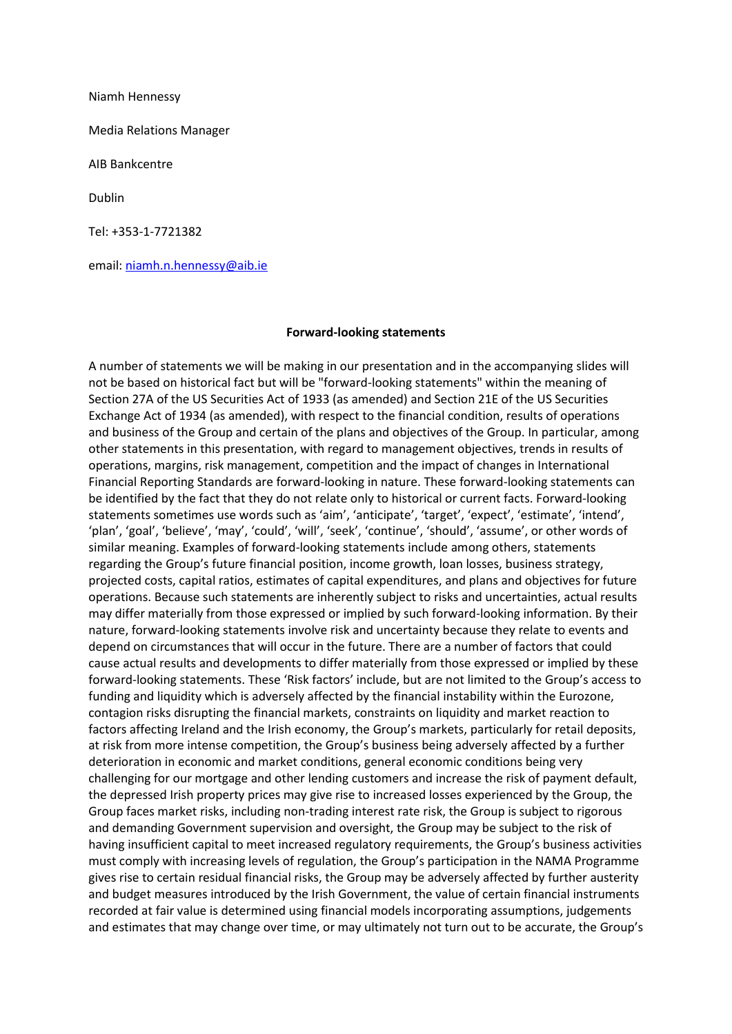Niamh Hennessy

Media Relations Manager

AIB Bankcentre

Dublin

Tel: +353-1-7721382

email: [niamh.n.hennessy@aib.ie](mailto:niamh.n.hennessy@aib.ie)

**Forward-looking statements**

A number of statements we will be making in our presentation and in the accompanying slides will not be based on historical fact but will be "forward-looking statements" within the meaning of Section 27A of the US Securities Act of 1933 (as amended) and Section 21E of the US Securities Exchange Act of 1934 (as amended), with respect to the financial condition, results of operations and business of the Group and certain of the plans and objectives of the Group. In particular, among other statements in this presentation, with regard to management objectives, trends in results of operations, margins, risk management, competition and the impact of changes in International Financial Reporting Standards are forward-looking in nature. These forward-looking statements can be identified by the fact that they do not relate only to historical or current facts. Forward-looking statements sometimes use words such as 'aim', 'anticipate', 'target', 'expect', 'estimate', 'intend', 'plan', 'goal', 'believe', 'may', 'could', 'will', 'seek', 'continue', 'should', 'assume', or other words of similar meaning. Examples of forward-looking statements include among others, statements regarding the Group's future financial position, income growth, loan losses, business strategy, projected costs, capital ratios, estimates of capital expenditures, and plans and objectives for future operations. Because such statements are inherently subject to risks and uncertainties, actual results may differ materially from those expressed or implied by such forward-looking information. By their nature, forward-looking statements involve risk and uncertainty because they relate to events and depend on circumstances that will occur in the future. There are a number of factors that could cause actual results and developments to differ materially from those expressed or implied by these forward-looking statements. These 'Risk factors' include, but are not limited to the Group's access to funding and liquidity which is adversely affected by the financial instability within the Eurozone, contagion risks disrupting the financial markets, constraints on liquidity and market reaction to factors affecting Ireland and the Irish economy, the Group's markets, particularly for retail deposits, at risk from more intense competition, the Group's business being adversely affected by a further deterioration in economic and market conditions, general economic conditions being very challenging for our mortgage and other lending customers and increase the risk of payment default, the depressed Irish property prices may give rise to increased losses experienced by the Group, the Group faces market risks, including non-trading interest rate risk, the Group is subject to rigorous and demanding Government supervision and oversight, the Group may be subject to the risk of having insufficient capital to meet increased regulatory requirements, the Group's business activities must comply with increasing levels of regulation, the Group's participation in the NAMA Programme gives rise to certain residual financial risks, the Group may be adversely affected by further austerity and budget measures introduced by the Irish Government, the value of certain financial instruments recorded at fair value is determined using financial models incorporating assumptions, judgements and estimates that may change over time, or may ultimately not turn out to be accurate, the Group's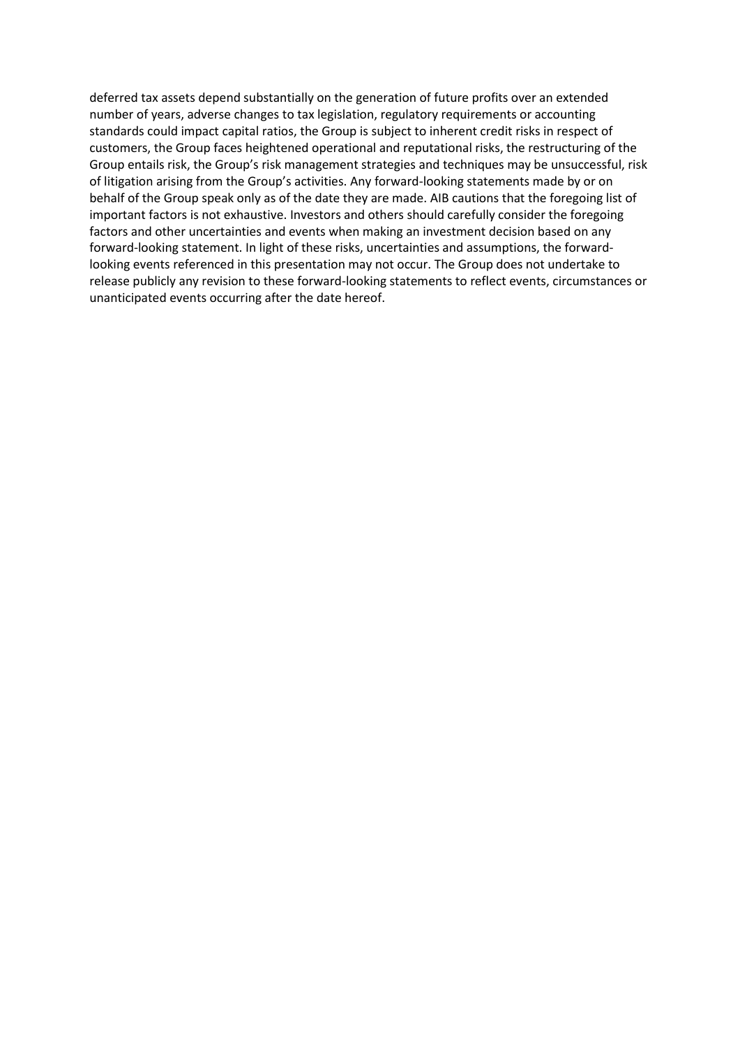deferred tax assets depend substantially on the generation of future profits over an extended number of years, adverse changes to tax legislation, regulatory requirements or accounting standards could impact capital ratios, the Group is subject to inherent credit risks in respect of customers, the Group faces heightened operational and reputational risks, the restructuring of the Group entails risk, the Group's risk management strategies and techniques may be unsuccessful, risk of litigation arising from the Group's activities. Any forward-looking statements made by or on behalf of the Group speak only as of the date they are made. AIB cautions that the foregoing list of important factors is not exhaustive. Investors and others should carefully consider the foregoing factors and other uncertainties and events when making an investment decision based on any forward-looking statement. In light of these risks, uncertainties and assumptions, the forward-looking events referenced in this presentation may not occur. The Group does not undertake to release publicly any revision to these forward-looking statements to reflect events, circumstances or unanticipated events occurring after the date hereof.